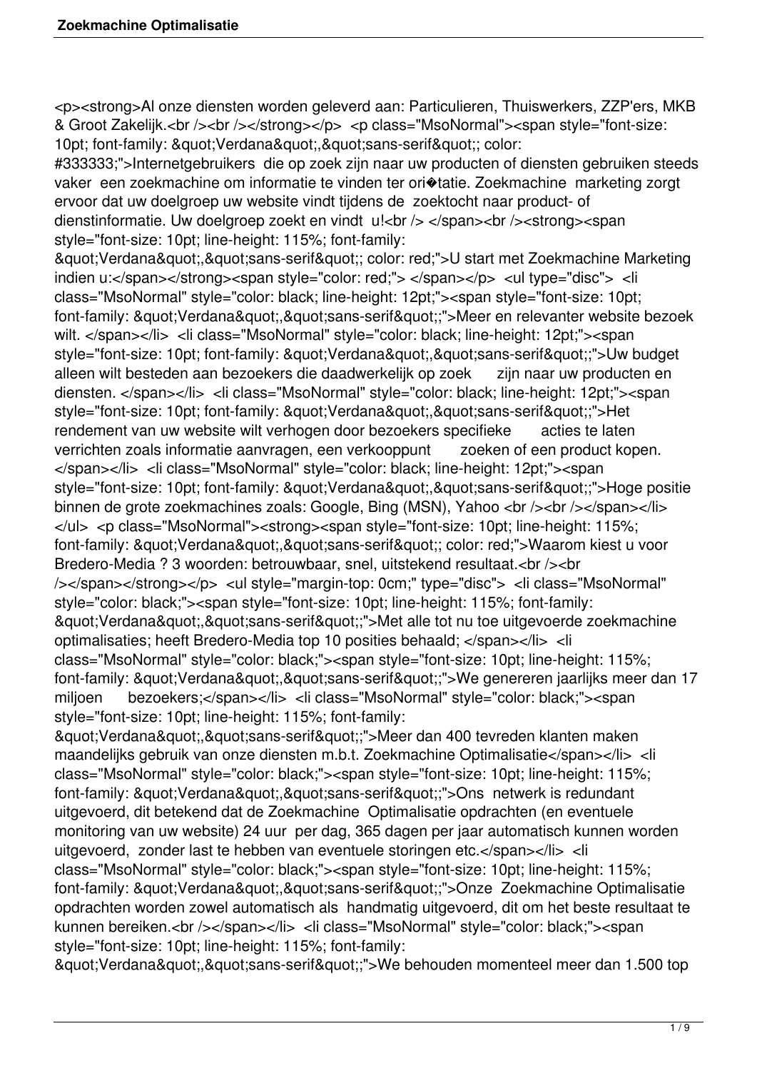<p><strong>Al onze diensten worden geleverd aan: Particulieren, Thuiswerkers, ZZP'ers, MKB & Groot Zakelijk.<br /><br /></strong></p> <p class="MsoNormal"><span style="font-size: 10pt; font-family: &quot;Verdana&quot;,&quot;sans-serif&quot;; color: #333333;">Internetgebruikers die op zoek zijn naar uw producten of diensten gebruiken steeds vaker een zoekmachine om informatie te vinden ter ori�tatie. Zoekmachine marketing zorgt ervoor dat uw doelgroep uw website vindt tijdens de zoektocht naar product- of dienstinformatie. Uw doelgroep zoekt en vindt u!<br /> </span><br /><strong><span style="font-size: 10pt; line-height: 115%; font-family: &quot;Verdana&quot;,&quot;sans-serif&quot;; color: red;">U start met Zoekmachine Marketing indien u:</span></strong><span style="color: red;"> </span></p> <ul type="disc"> <li class="MsoNormal" style="color: black; line-height: 12pt;"><span style="font-size: 10pt; font-family: &quot;Verdana&quot;,&quot;sans-serif&quot;;">Meer en relevanter website bezoek wilt. </span></li> <li class="MsoNormal" style="color: black; line-height: 12pt;"><span style="font-size: 10pt; font-family: &quot;Verdana&quot;,&quot;sans-serif&quot;;">Uw budget alleen wilt besteden aan bezoekers die daadwerkelijk op zoek zijn naar uw producten en diensten. </span></li> <li class="MsoNormal" style="color: black; line-height: 12pt;"><span style="font-size: 10pt; font-family: &quot;Verdana&quot;,&quot;sans-serif&quot;;">Het rendement van uw website wilt verhogen door bezoekers specifieke acties te laten verrichten zoals informatie aanvragen, een verkooppunt zoeken of een product kopen. </span></li> <li class="MsoNormal" style="color: black; line-height: 12pt;"><span style="font-size: 10pt; font-family: &quot;Verdana&quot;,&quot;sans-serif&quot;;">Hoge positie binnen de grote zoekmachines zoals: Google, Bing (MSN), Yahoo <br /><br /></span></li> </ul> <p class="MsoNormal"><strong><span style="font-size: 10pt; line-height: 115%; font-family: &quot;Verdana&quot;,&quot;sans-serif&quot;; color: red;">Waarom kiest u voor Bredero-Media ? 3 woorden: betrouwbaar, snel, uitstekend resultaat.<br /><br /></span></strong></p> <ul style="margin-top: 0cm;" type="disc"> <li class="MsoNormal" style="color: black;"><span style="font-size: 10pt; line-height: 115%; font-family: &quot;Verdana&quot;,&quot;sans-serif&quot;;">Met alle tot nu toe uitgevoerde zoekmachine optimalisaties; heeft Bredero-Media top 10 posities behaald; </span></li> <li class="MsoNormal" style="color: black;"><span style="font-size: 10pt; line-height: 115%; font-family: &quot;Verdana&quot;,&quot;sans-serif&quot;;">We genereren jaarlijks meer dan 17 miljoen bezoekers;</span></li> <li class="MsoNormal" style="color: black;"><span style="font-size: 10pt; line-height: 115%; font-family: &quot;Verdana&quot;,&quot;sans-serif&quot;;">Meer dan 400 tevreden klanten maken maandelijks gebruik van onze diensten m.b.t. Zoekmachine Optimalisatie</span></li> <li class="MsoNormal" style="color: black;"><span style="font-size: 10pt; line-height: 115%; font-family: &quot;Verdana&quot;,&quot;sans-serif&quot;;">Ons netwerk is redundant uitgevoerd, dit betekend dat de Zoekmachine Optimalisatie opdrachten (en eventuele monitoring van uw website) 24 uur per dag, 365 dagen per jaar automatisch kunnen worden uitgevoerd, zonder last te hebben van eventuele storingen etc.</span></li> <li class="MsoNormal" style="color: black;"><span style="font-size: 10pt; line-height: 115%; font-family: &quot;Verdana&quot;,&quot;sans-serif&quot;;">Onze Zoekmachine Optimalisatie opdrachten worden zowel automatisch als handmatig uitgevoerd, dit om het beste resultaat te kunnen bereiken.<br /></span></li> <li class="MsoNormal" style="color: black;"><span style="font-size: 10pt; line-height: 115%; font-family: &quot;Verdana&quot;,&quot;sans-serif&quot;;">We behouden momenteel meer dan 1.500 top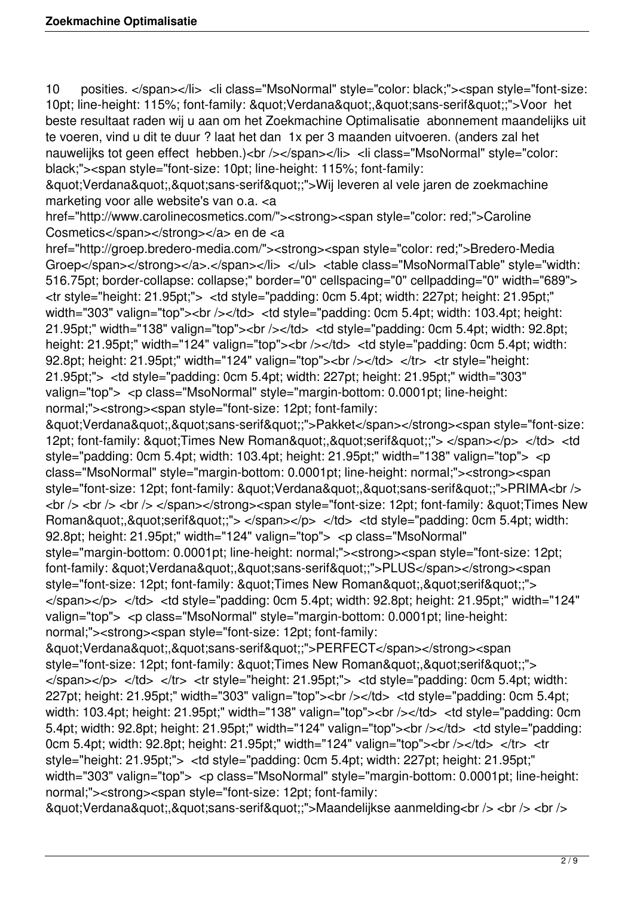10      posities. </span></li>  <li class="MsoNormal" style="color: black;"><span style="font-size: 10pt; line-height: 115%; font-family: &quot;Verdana&quot;,&quot;sans-serif&quot;;">Voor  het beste resultaat raden wij u aan om het Zoekmachine Optimalisatie  abonnement maandelijks uit te voeren, vind u dit te duur ? laat het dan  1x per 3 maanden uitvoeren. (anders zal het nauwelijks tot geen effect  hebben.)<br /></span></li>  <li class="MsoNormal" style="color: black;"><span style="font-size: 10pt; line-height: 115%; font-family: &quot;Verdana&quot;,&quot;sans-serif&quot;;">Wij leveren al vele jaren de zoekmachine marketing voor alle website's van o.a. <a href="http://www.carolinecosmetics.com/"><strong><span style="color: red;">Caroline Cosmetics</span></strong></a> en de <a href="http://groep.bredero-media.com/"><strong><span style="color: red;">Bredero-Media Groep</span></strong></a>.</span></li>  </ul>  <table class="MsoNormalTable" style="width: 516.75pt; border-collapse: collapse;" border="0" cellspacing="0" cellpadding="0" width="689">  <tr style="height: 21.95pt;">  <td style="padding: 0cm 5.4pt; width: 227pt; height: 21.95pt;" width="303" valign="top"><br /></td>  <td style="padding: 0cm 5.4pt; width: 103.4pt; height: 21.95pt;" width="138" valign="top"><br /></td>  <td style="padding: 0cm 5.4pt; width: 92.8pt; height: 21.95pt;" width="124" valign="top"><br /></td>  <td style="padding: 0cm 5.4pt; width: 92.8pt; height: 21.95pt;" width="124" valign="top"><br /></td>  </tr>  <tr style="height: 21.95pt;">  <td style="padding: 0cm 5.4pt; width: 227pt; height: 21.95pt;" width="303" valign="top">  <p class="MsoNormal" style="margin-bottom: 0.0001pt; line-height: normal;"><strong><span style="font-size: 12pt; font-family: &quot;Verdana&quot;,&quot;sans-serif&quot;;">Pakket</span></strong><span style="font-size: 12pt; font-family: &quot;Times New Roman&quot;,&quot;serif&quot;;"> </span></p>  </td>  <td style="padding: 0cm 5.4pt; width: 103.4pt; height: 21.95pt;" width="138" valign="top">  <p class="MsoNormal" style="margin-bottom: 0.0001pt; line-height: normal;"><strong><span style="font-size: 12pt; font-family: &quot;Verdana&quot;,&quot;sans-serif&quot;;">PRIMA<br /> <br /> <br /> <br /> </span></strong><span style="font-size: 12pt; font-family: &quot;Times New Roman&quot;,&quot;serif&quot;;"> </span></p>  </td>  <td style="padding: 0cm 5.4pt; width: 92.8pt; height: 21.95pt;" width="124" valign="top">  <p class="MsoNormal" style="margin-bottom: 0.0001pt; line-height: normal;"><strong><span style="font-size: 12pt; font-family: &quot;Verdana&quot;,&quot;sans-serif&quot;;">PLUS</span></strong><span style="font-size: 12pt; font-family: &quot;Times New Roman&quot;,&quot;serif&quot;;"> </span></p>  </td>  <td style="padding: 0cm 5.4pt; width: 92.8pt; height: 21.95pt;" width="124" valign="top">  <p class="MsoNormal" style="margin-bottom: 0.0001pt; line-height: normal;"><strong><span style="font-size: 12pt; font-family: &quot;Verdana&quot;,&quot;sans-serif&quot;;">PERFECT</span></strong><span style="font-size: 12pt; font-family: &quot;Times New Roman&quot;,&quot;serif&quot;;"> </span></p>  </td>  </tr>  <tr style="height: 21.95pt;">  <td style="padding: 0cm 5.4pt; width: 227pt; height: 21.95pt;" width="303" valign="top"><br /></td>  <td style="padding: 0cm 5.4pt; width: 103.4pt; height: 21.95pt;" width="138" valign="top"><br /></td>  <td style="padding: 0cm 5.4pt; width: 92.8pt; height: 21.95pt;" width="124" valign="top"><br /></td>  <td style="padding: 0cm 5.4pt; width: 92.8pt; height: 21.95pt;" width="124" valign="top"><br /></td>  </tr>  <tr style="height: 21.95pt;">  <td style="padding: 0cm 5.4pt; width: 227pt; height: 21.95pt;" width="303" valign="top">  <p class="MsoNormal" style="margin-bottom: 0.0001pt; line-height: normal;"><strong><span style="font-size: 12pt; font-family: &quot;Verdana&quot;,&quot;sans-serif&quot;;">Maandelijkse aanmelding<br /> <br /> <br />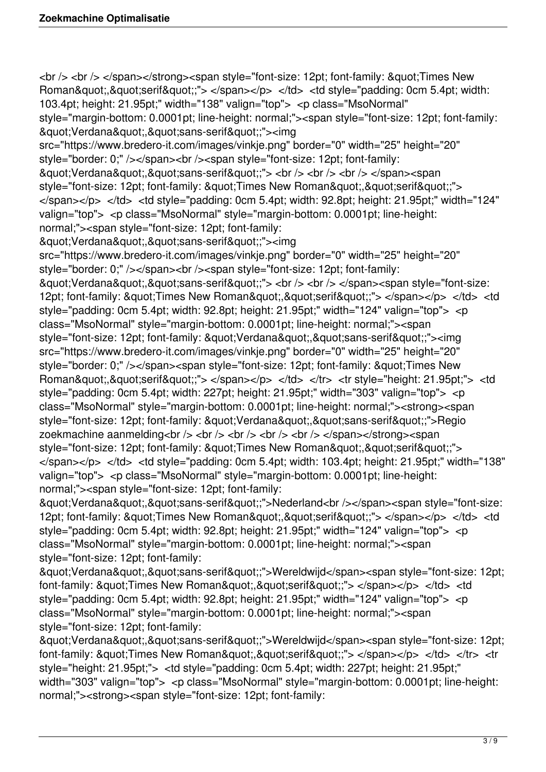<br /> <br /> </span></strong><span style="font-size: 12pt; font-family: &quot;Times New Roman&quot;,&quot;serif&quot;;"> </span></p> </td> <td style="padding: 0cm 5.4pt; width: 103.4pt; height: 21.95pt;" width="138" valign="top"> <p class="MsoNormal" style="margin-bottom: 0.0001pt; line-height: normal;"><span style="font-size: 12pt; font-family: &quot;Verdana&quot;,&quot;sans-serif&quot;;"><img src="https://www.bredero-it.com/images/vinkje.png" border="0" width="25" height="20" style="border: 0;" /></span><br /><span style="font-size: 12pt; font-family: &quot;Verdana&quot;,&quot;sans-serif&quot;;"> <br /> <br /> <br /> </span><span style="font-size: 12pt; font-family: &quot;Times New Roman&quot;,&quot;serif&quot;;"> </span></p> </td> <td style="padding: 0cm 5.4pt; width: 92.8pt; height: 21.95pt;" width="124" valign="top"> <p class="MsoNormal" style="margin-bottom: 0.0001pt; line-height: normal;"><span style="font-size: 12pt; font-family: &quot;Verdana&quot;,&quot;sans-serif&quot;;"><img src="https://www.bredero-it.com/images/vinkje.png" border="0" width="25" height="20" style="border: 0;" /></span><br /><span style="font-size: 12pt; font-family: &quot;Verdana&quot;,&quot;sans-serif&quot;;"> <br /> <br /> </span><span style="font-size: 12pt; font-family: &quot;Times New Roman&quot;,&quot;serif&quot;;"> </span></p> </td> <td style="padding: 0cm 5.4pt; width: 92.8pt; height: 21.95pt;" width="124" valign="top"> <p class="MsoNormal" style="margin-bottom: 0.0001pt; line-height: normal;"><span style="font-size: 12pt; font-family: &quot;Verdana&quot;,&quot;sans-serif&quot;;"><img src="https://www.bredero-it.com/images/vinkje.png" border="0" width="25" height="20" style="border: 0;" /></span><span style="font-size: 12pt; font-family: &quot;Times New Roman&quot;,&quot;serif&quot;;"> </span></p> </td> </tr> <tr style="height: 21.95pt;"> <td style="padding: 0cm 5.4pt; width: 227pt; height: 21.95pt;" width="303" valign="top"> <p class="MsoNormal" style="margin-bottom: 0.0001pt; line-height: normal;"><strong><span style="font-size: 12pt; font-family: &quot;Verdana&quot;,&quot;sans-serif&quot;;">Regio zoekmachine aanmelding<br /> <br /> <br /> <br /> <br /> </span></strong><span style="font-size: 12pt; font-family: &quot;Times New Roman&quot;,&quot;serif&quot;;"> </span></p> </td> <td style="padding: 0cm 5.4pt; width: 103.4pt; height: 21.95pt;" width="138" valign="top"> <p class="MsoNormal" style="margin-bottom: 0.0001pt; line-height: normal;"><span style="font-size: 12pt; font-family: &quot;Verdana&quot;,&quot;sans-serif&quot;;">Nederland<br /></span><span style="font-size: 12pt; font-family: &quot;Times New Roman&quot;,&quot;serif&quot;;"> </span></p> </td> <td style="padding: 0cm 5.4pt; width: 92.8pt; height: 21.95pt;" width="124" valign="top"> <p class="MsoNormal" style="margin-bottom: 0.0001pt; line-height: normal;"><span style="font-size: 12pt; font-family: &quot;Verdana&quot;,&quot;sans-serif&quot;;">Wereldwijd</span><span style="font-size: 12pt; font-family: &quot;Times New Roman&quot;,&quot;serif&quot;;"> </span></p> </td> <td style="padding: 0cm 5.4pt; width: 92.8pt; height: 21.95pt;" width="124" valign="top"> <p class="MsoNormal" style="margin-bottom: 0.0001pt; line-height: normal;"><span style="font-size: 12pt; font-family: &quot;Verdana&quot;,&quot;sans-serif&quot;;">Wereldwijd</span><span style="font-size: 12pt; font-family: &quot;Times New Roman&quot;,&quot;serif&quot;;"> </span></p> </td> </tr> <tr style="height: 21.95pt;"> <td style="padding: 0cm 5.4pt; width: 227pt; height: 21.95pt;" width="303" valign="top"> <p class="MsoNormal" style="margin-bottom: 0.0001pt; line-height: normal;"><strong><span style="font-size: 12pt; font-family: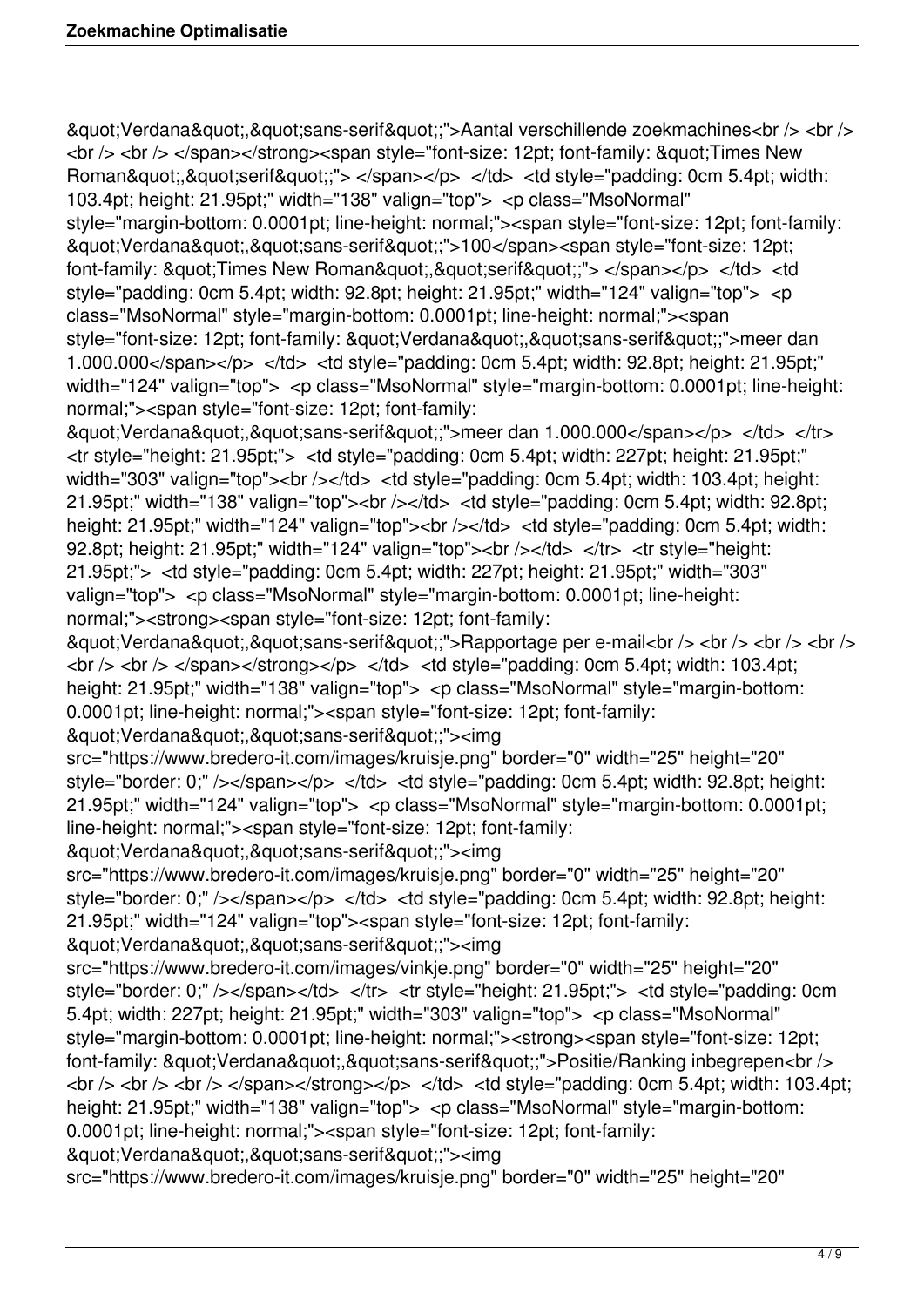&quot;Verdana&quot;,&quot;sans-serif&quot;;">Aantal verschillende zoekmachines<br /> <br /> <br /> <br /> </span></strong><span style="font-size: 12pt; font-family: &quot;Times New Roman&quot;,&quot;serif&quot;;"> </span></p> </td> <td style="padding: 0cm 5.4pt; width: 103.4pt; height: 21.95pt;" width="138" valign="top"> <p class="MsoNormal" style="margin-bottom: 0.0001pt; line-height: normal;"><span style="font-size: 12pt; font-family: &quot;Verdana&quot;,&quot;sans-serif&quot;;">100</span><span style="font-size: 12pt; font-family: &quot;Times New Roman&quot;,&quot;serif&quot;;"> </span></p> </td> <td style="padding: 0cm 5.4pt; width: 92.8pt; height: 21.95pt;" width="124" valign="top"> <p class="MsoNormal" style="margin-bottom: 0.0001pt; line-height: normal;"><span style="font-size: 12pt; font-family: &quot;Verdana&quot;,&quot;sans-serif&quot;;">meer dan 1.000.000</span></p> </td> <td style="padding: 0cm 5.4pt; width: 92.8pt; height: 21.95pt;" width="124" valign="top"> <p class="MsoNormal" style="margin-bottom: 0.0001pt; line-height: normal;"><span style="font-size: 12pt; font-family: &quot;Verdana&quot;,&quot;sans-serif&quot;;">meer dan 1.000.000</span></p> </td> </tr> <tr style="height: 21.95pt;"> <td style="padding: 0cm 5.4pt; width: 227pt; height: 21.95pt;" width="303" valign="top"><br /></td> <td style="padding: 0cm 5.4pt; width: 103.4pt; height: 21.95pt;" width="138" valign="top"><br /></td> <td style="padding: 0cm 5.4pt; width: 92.8pt; height: 21.95pt;" width="124" valign="top"><br /></td> <td style="padding: 0cm 5.4pt; width: 92.8pt; height: 21.95pt;" width="124" valign="top"><br /></td> </tr> <tr style="height: 21.95pt;"> <td style="padding: 0cm 5.4pt; width: 227pt; height: 21.95pt;" width="303" valign="top"> <p class="MsoNormal" style="margin-bottom: 0.0001pt; line-height: normal;"><strong><span style="font-size: 12pt; font-family: &quot;Verdana&quot;,&quot;sans-serif&quot;;">Rapportage per e-mail<br /> <br /> <br /> <br /> <br /> <br /> </span></strong></p> </td> <td style="padding: 0cm 5.4pt; width: 103.4pt; height: 21.95pt;" width="138" valign="top"> <p class="MsoNormal" style="margin-bottom: 0.0001pt; line-height: normal;"><span style="font-size: 12pt; font-family: &quot;Verdana&quot;,&quot;sans-serif&quot;;"><img src="https://www.bredero-it.com/images/kruisje.png" border="0" width="25" height="20" style="border: 0;" /></span></p> </td> <td style="padding: 0cm 5.4pt; width: 92.8pt; height: 21.95pt;" width="124" valign="top"> <p class="MsoNormal" style="margin-bottom: 0.0001pt; line-height: normal;"><span style="font-size: 12pt; font-family: &quot;Verdana&quot;,&quot;sans-serif&quot;;"><img src="https://www.bredero-it.com/images/kruisje.png" border="0" width="25" height="20" style="border: 0;" /></span></p> </td> <td style="padding: 0cm 5.4pt; width: 92.8pt; height: 21.95pt;" width="124" valign="top"><span style="font-size: 12pt; font-family: &quot;Verdana&quot;,&quot;sans-serif&quot;;"><img src="https://www.bredero-it.com/images/vinkje.png" border="0" width="25" height="20" style="border: 0;" /></span></td> </tr> <tr style="height: 21.95pt;"> <td style="padding: 0cm 5.4pt; width: 227pt; height: 21.95pt;" width="303" valign="top"> <p class="MsoNormal" style="margin-bottom: 0.0001pt; line-height: normal;"><strong><span style="font-size: 12pt; font-family: &quot;Verdana&quot;,&quot;sans-serif&quot;;">Positie/Ranking inbegrepen<br /> <br /> <br /> <br /> <br /> </span></strong></p> </td> <td style="padding: 0cm 5.4pt; width: 103.4pt; height: 21.95pt;" width="138" valign="top"> <p class="MsoNormal" style="margin-bottom: 0.0001pt; line-height: normal;"><span style="font-size: 12pt; font-family: &quot;Verdana&quot;,&quot;sans-serif&quot;;"><img src="https://www.bredero-it.com/images/kruisje.png" border="0" width="25" height="20"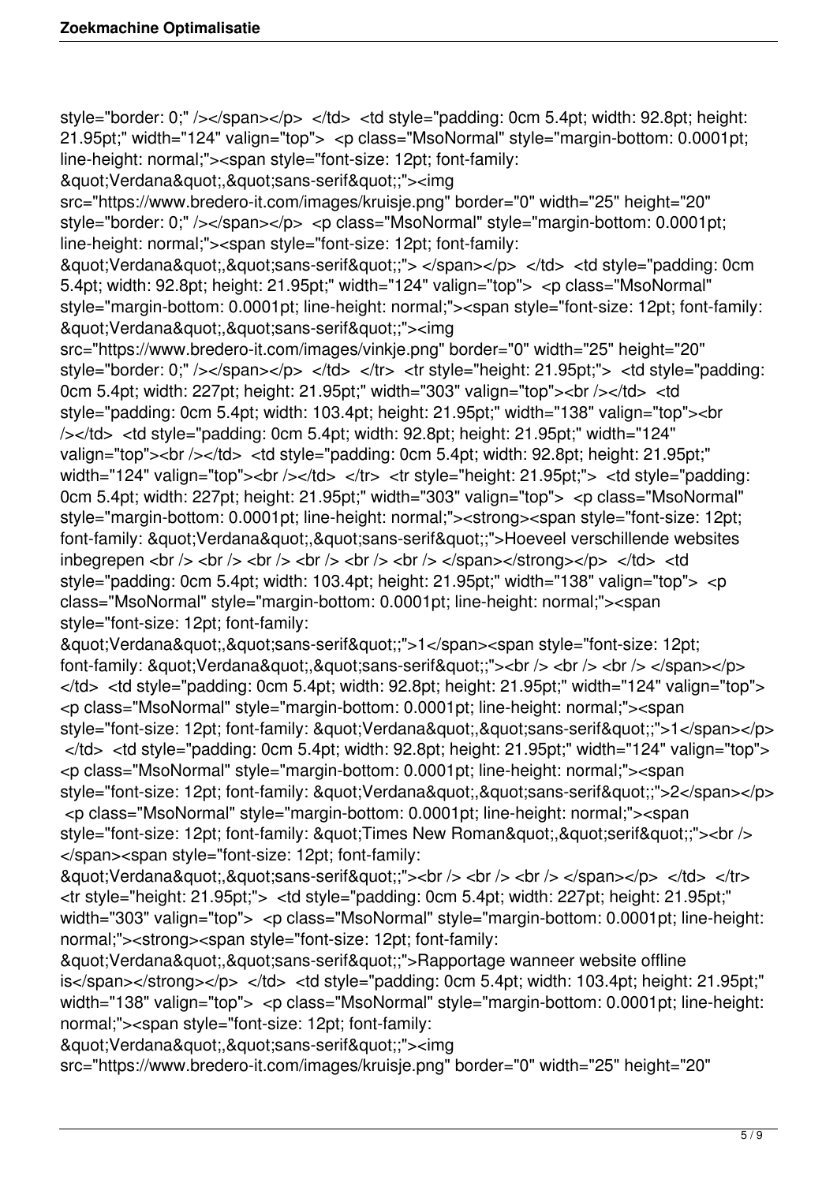style="border: 0;" /></span></p> </td> <td style="padding: 0cm 5.4pt; width: 92.8pt; height: 21.95pt;" width="124" valign="top"> <p class="MsoNormal" style="margin-bottom: 0.0001pt; line-height: normal;"><span style="font-size: 12pt; font-family: &quot;Verdana&quot;,&quot;sans-serif&quot;;"><img src="https://www.bredero-it.com/images/kruisje.png" border="0" width="25" height="20" style="border: 0;" /></span></p> <p class="MsoNormal" style="margin-bottom: 0.0001pt; line-height: normal;"><span style="font-size: 12pt; font-family: &quot;Verdana&quot;,&quot;sans-serif&quot;;"> </span></p> </td> <td style="padding: 0cm 5.4pt; width: 92.8pt; height: 21.95pt;" width="124" valign="top"> <p class="MsoNormal" style="margin-bottom: 0.0001pt; line-height: normal;"><span style="font-size: 12pt; font-family: &quot;Verdana&quot;,&quot;sans-serif&quot;;"><img src="https://www.bredero-it.com/images/vinkje.png" border="0" width="25" height="20" style="border: 0;" /></span></p> </td> </tr> <tr style="height: 21.95pt;"> <td style="padding: 0cm 5.4pt; width: 227pt; height: 21.95pt;" width="303" valign="top"><br /></td> <td style="padding: 0cm 5.4pt; width: 103.4pt; height: 21.95pt;" width="138" valign="top"><br /></td> <td style="padding: 0cm 5.4pt; width: 92.8pt; height: 21.95pt;" width="124" valign="top"><br /></td> <td style="padding: 0cm 5.4pt; width: 92.8pt; height: 21.95pt;" width="124" valign="top"><br /></td> </tr> <tr style="height: 21.95pt;"> <td style="padding: 0cm 5.4pt; width: 227pt; height: 21.95pt;" width="303" valign="top"> <p class="MsoNormal" style="margin-bottom: 0.0001pt; line-height: normal;"><strong><span style="font-size: 12pt; font-family: &quot;Verdana&quot;,&quot;sans-serif&quot;;">Hoeveel verschillende websites inbegrepen <br /> <br /> <br /> <br /> <br /> <br /> </span></strong></p> </td> <td style="padding: 0cm 5.4pt; width: 103.4pt; height: 21.95pt;" width="138" valign="top"> <p class="MsoNormal" style="margin-bottom: 0.0001pt; line-height: normal;"><span style="font-size: 12pt; font-family: &quot;Verdana&quot;,&quot;sans-serif&quot;;">1</span><span style="font-size: 12pt; font-family: &quot;Verdana&quot;,&quot;sans-serif&quot;;"><br /> <br /> <br /> </span></p> </td> <td style="padding: 0cm 5.4pt; width: 92.8pt; height: 21.95pt;" width="124" valign="top"> <p class="MsoNormal" style="margin-bottom: 0.0001pt; line-height: normal;"><span style="font-size: 12pt; font-family: &quot;Verdana&quot;,&quot;sans-serif&quot;;">1</span></p> </td> <td style="padding: 0cm 5.4pt; width: 92.8pt; height: 21.95pt;" width="124" valign="top"> <p class="MsoNormal" style="margin-bottom: 0.0001pt; line-height: normal;"><span style="font-size: 12pt; font-family: &quot;Verdana&quot;,&quot;sans-serif&quot;;">2</span></p> <p class="MsoNormal" style="margin-bottom: 0.0001pt; line-height: normal;"><span style="font-size: 12pt; font-family: &quot;Times New Roman&quot;,&quot;serif&quot;;"><br /> </span><span style="font-size: 12pt; font-family: &quot;Verdana&quot;,&quot;sans-serif&quot;;"><br /> <br /> <br /> </span></p> </td> </tr> <tr style="height: 21.95pt;"> <td style="padding: 0cm 5.4pt; width: 227pt; height: 21.95pt;" width="303" valign="top"> <p class="MsoNormal" style="margin-bottom: 0.0001pt; line-height: normal;"><strong><span style="font-size: 12pt; font-family: &quot;Verdana&quot;,&quot;sans-serif&quot;;">Rapportage wanneer website offline is</span></strong></p> </td> <td style="padding: 0cm 5.4pt; width: 103.4pt; height: 21.95pt;" width="138" valign="top"> <p class="MsoNormal" style="margin-bottom: 0.0001pt; line-height: normal;"><span style="font-size: 12pt; font-family: &quot;Verdana&quot;,&quot;sans-serif&quot;;"><img src="https://www.bredero-it.com/images/kruisje.png" border="0" width="25" height="20"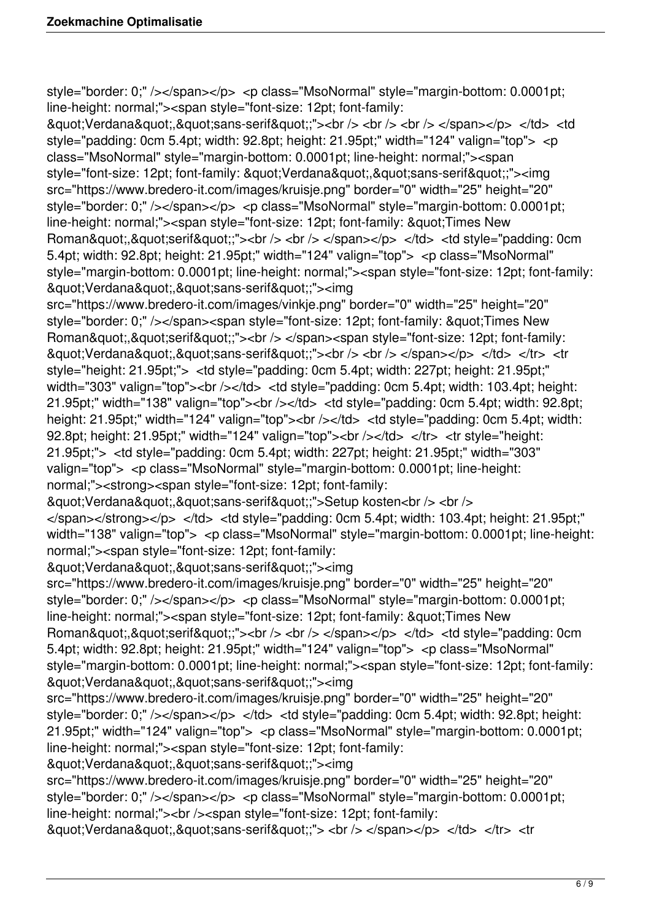style="border: 0;" /></span></p> <p class="MsoNormal" style="margin-bottom: 0.0001pt; line-height: normal;"><span style="font-size: 12pt; font-family: &quot;Verdana&quot;,&quot;sans-serif&quot;;"><br /> <br /> <br /> </span></p> </td> <td style="padding: 0cm 5.4pt; width: 92.8pt; height: 21.95pt;" width="124" valign="top"> <p class="MsoNormal" style="margin-bottom: 0.0001pt; line-height: normal;"><span style="font-size: 12pt; font-family: &quot;Verdana&quot;,&quot;sans-serif&quot;;"><img src="https://www.bredero-it.com/images/kruisje.png" border="0" width="25" height="20" style="border: 0;" /></span></p> <p class="MsoNormal" style="margin-bottom: 0.0001pt; line-height: normal;"><span style="font-size: 12pt; font-family: &quot;Times New Roman&quot;,&quot;serif&quot;;"><br /> <br /> </span></p> </td> <td style="padding: 0cm 5.4pt; width: 92.8pt; height: 21.95pt;" width="124" valign="top"> <p class="MsoNormal" style="margin-bottom: 0.0001pt; line-height: normal;"><span style="font-size: 12pt; font-family: &quot;Verdana&quot;,&quot;sans-serif&quot;;"><img src="https://www.bredero-it.com/images/vinkje.png" border="0" width="25" height="20" style="border: 0;" /></span><span style="font-size: 12pt; font-family: &quot;Times New Roman&quot;,&quot;serif&quot;;"><br /> </span><span style="font-size: 12pt; font-family: &quot;Verdana&quot;,&quot;sans-serif&quot;;"><br /> <br /> </span></p> </td> </tr> <tr style="height: 21.95pt;"> <td style="padding: 0cm 5.4pt; width: 227pt; height: 21.95pt;" width="303" valign="top"><br /></td> <td style="padding: 0cm 5.4pt; width: 103.4pt; height: 21.95pt;" width="138" valign="top"><br /></td> <td style="padding: 0cm 5.4pt; width: 92.8pt; height: 21.95pt;" width="124" valign="top"><br /></td> <td style="padding: 0cm 5.4pt; width: 92.8pt; height: 21.95pt;" width="124" valign="top"><br /></td> </tr> <tr style="height: 21.95pt;"> <td style="padding: 0cm 5.4pt; width: 227pt; height: 21.95pt;" width="303" valign="top"> <p class="MsoNormal" style="margin-bottom: 0.0001pt; line-height: normal;"><strong><span style="font-size: 12pt; font-family: &quot;Verdana&quot;,&quot;sans-serif&quot;;">Setup kosten<br /> <br /> </span></strong></p> </td> <td style="padding: 0cm 5.4pt; width: 103.4pt; height: 21.95pt;" width="138" valign="top"> <p class="MsoNormal" style="margin-bottom: 0.0001pt; line-height: normal;"><span style="font-size: 12pt; font-family: &quot;Verdana&quot;,&quot;sans-serif&quot;;"><img src="https://www.bredero-it.com/images/kruisje.png" border="0" width="25" height="20" style="border: 0;" /></span></p> <p class="MsoNormal" style="margin-bottom: 0.0001pt; line-height: normal;"><span style="font-size: 12pt; font-family: &quot;Times New Roman&quot;,&quot;serif&quot;;"><br /> <br /> </span></p> </td> <td style="padding: 0cm 5.4pt; width: 92.8pt; height: 21.95pt;" width="124" valign="top"> <p class="MsoNormal" style="margin-bottom: 0.0001pt; line-height: normal;"><span style="font-size: 12pt; font-family: &quot;Verdana&quot;,&quot;sans-serif&quot;;"><img src="https://www.bredero-it.com/images/kruisje.png" border="0" width="25" height="20" style="border: 0;" /></span></p> </td> <td style="padding: 0cm 5.4pt; width: 92.8pt; height: 21.95pt;" width="124" valign="top"> <p class="MsoNormal" style="margin-bottom: 0.0001pt; line-height: normal;"><span style="font-size: 12pt; font-family: &quot;Verdana&quot;,&quot;sans-serif&quot;;"><img src="https://www.bredero-it.com/images/kruisje.png" border="0" width="25" height="20" style="border: 0;" /></span></p> <p class="MsoNormal" style="margin-bottom: 0.0001pt; line-height: normal;"><br /><span style="font-size: 12pt; font-family: &quot;Verdana&quot;,&quot;sans-serif&quot;;"> <br /> </span></p> </td> </tr> <tr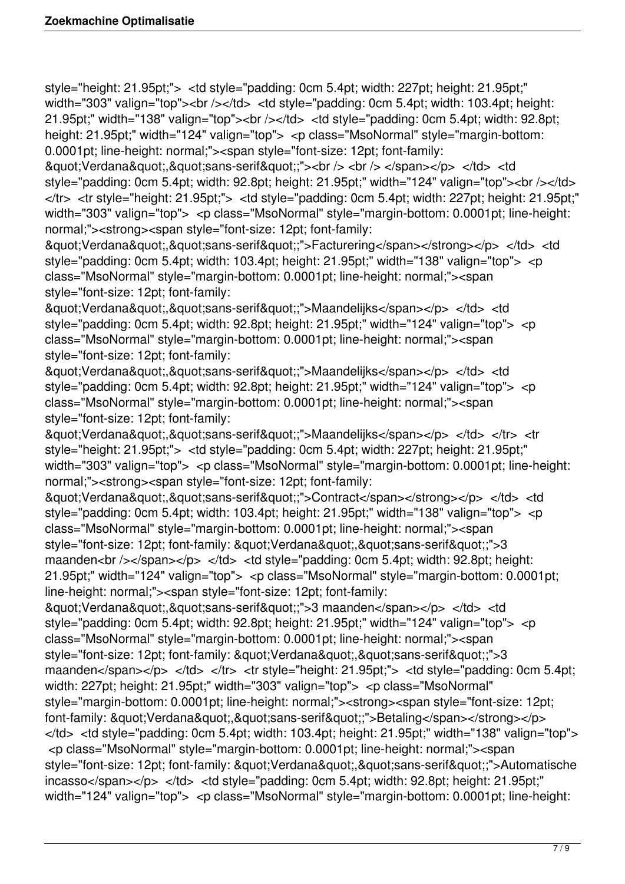style="height: 21.95pt;"> <td style="padding: 0cm 5.4pt; width: 227pt; height: 21.95pt;" width="303" valign="top"><br /></td> <td style="padding: 0cm 5.4pt; width: 103.4pt; height: 21.95pt;" width="138" valign="top"><br /></td> <td style="padding: 0cm 5.4pt; width: 92.8pt; height: 21.95pt;" width="124" valign="top"> <p class="MsoNormal" style="margin-bottom: 0.0001pt; line-height: normal;"><span style="font-size: 12pt; font-family: &quot;Verdana&quot;,&quot;sans-serif&quot;;"><br /> <br /> </span></p> </td> <td style="padding: 0cm 5.4pt; width: 92.8pt; height: 21.95pt;" width="124" valign="top"><br /></td> </tr> <tr style="height: 21.95pt;"> <td style="padding: 0cm 5.4pt; width: 227pt; height: 21.95pt;" width="303" valign="top"> <p class="MsoNormal" style="margin-bottom: 0.0001pt; line-height: normal;"><strong><span style="font-size: 12pt; font-family: &quot;Verdana&quot;,&quot;sans-serif&quot;;">Facturering</span></strong></p> </td> <td style="padding: 0cm 5.4pt; width: 103.4pt; height: 21.95pt;" width="138" valign="top"> <p class="MsoNormal" style="margin-bottom: 0.0001pt; line-height: normal;"><span style="font-size: 12pt; font-family: &quot;Verdana&quot;,&quot;sans-serif&quot;;">Maandelijks</span></p> </td> <td style="padding: 0cm 5.4pt; width: 92.8pt; height: 21.95pt;" width="124" valign="top"> <p class="MsoNormal" style="margin-bottom: 0.0001pt; line-height: normal;"><span style="font-size: 12pt; font-family: &quot;Verdana&quot;,&quot;sans-serif&quot;;">Maandelijks</span></p> </td> <td style="padding: 0cm 5.4pt; width: 92.8pt; height: 21.95pt;" width="124" valign="top"> <p class="MsoNormal" style="margin-bottom: 0.0001pt; line-height: normal;"><span style="font-size: 12pt; font-family: &quot;Verdana&quot;,&quot;sans-serif&quot;;">Maandelijks</span></p> </td> </tr> <tr style="height: 21.95pt;"> <td style="padding: 0cm 5.4pt; width: 227pt; height: 21.95pt;" width="303" valign="top"> <p class="MsoNormal" style="margin-bottom: 0.0001pt; line-height: normal;"><strong><span style="font-size: 12pt; font-family: &quot;Verdana&quot;,&quot;sans-serif&quot;;">Contract</span></strong></p> </td> <td style="padding: 0cm 5.4pt; width: 103.4pt; height: 21.95pt;" width="138" valign="top"> <p class="MsoNormal" style="margin-bottom: 0.0001pt; line-height: normal;"><span style="font-size: 12pt; font-family: &quot;Verdana&quot;,&quot;sans-serif&quot;;">3 maanden<br /></span></p> </td> <td style="padding: 0cm 5.4pt; width: 92.8pt; height: 21.95pt;" width="124" valign="top"> <p class="MsoNormal" style="margin-bottom: 0.0001pt; line-height: normal;"><span style="font-size: 12pt; font-family: &quot;Verdana&quot;,&quot;sans-serif&quot;;">3 maanden</span></p> </td> <td style="padding: 0cm 5.4pt; width: 92.8pt; height: 21.95pt;" width="124" valign="top"> <p class="MsoNormal" style="margin-bottom: 0.0001pt; line-height: normal;"><span style="font-size: 12pt; font-family: &quot;Verdana&quot;,&quot;sans-serif&quot;;">3 maanden</span></p> </td> </tr> <tr style="height: 21.95pt;"> <td style="padding: 0cm 5.4pt; width: 227pt; height: 21.95pt;" width="303" valign="top"> <p class="MsoNormal" style="margin-bottom: 0.0001pt; line-height: normal;"><strong><span style="font-size: 12pt; font-family: &quot;Verdana&quot;,&quot;sans-serif&quot;;">Betaling</span></strong></p> </td> <td style="padding: 0cm 5.4pt; width: 103.4pt; height: 21.95pt;" width="138" valign="top"> <p class="MsoNormal" style="margin-bottom: 0.0001pt; line-height: normal;"><span style="font-size: 12pt; font-family: &quot;Verdana&quot;,&quot;sans-serif&quot;;">Automatische incasso</span></p> </td> <td style="padding: 0cm 5.4pt; width: 92.8pt; height: 21.95pt;" width="124" valign="top"> <p class="MsoNormal" style="margin-bottom: 0.0001pt; line-height: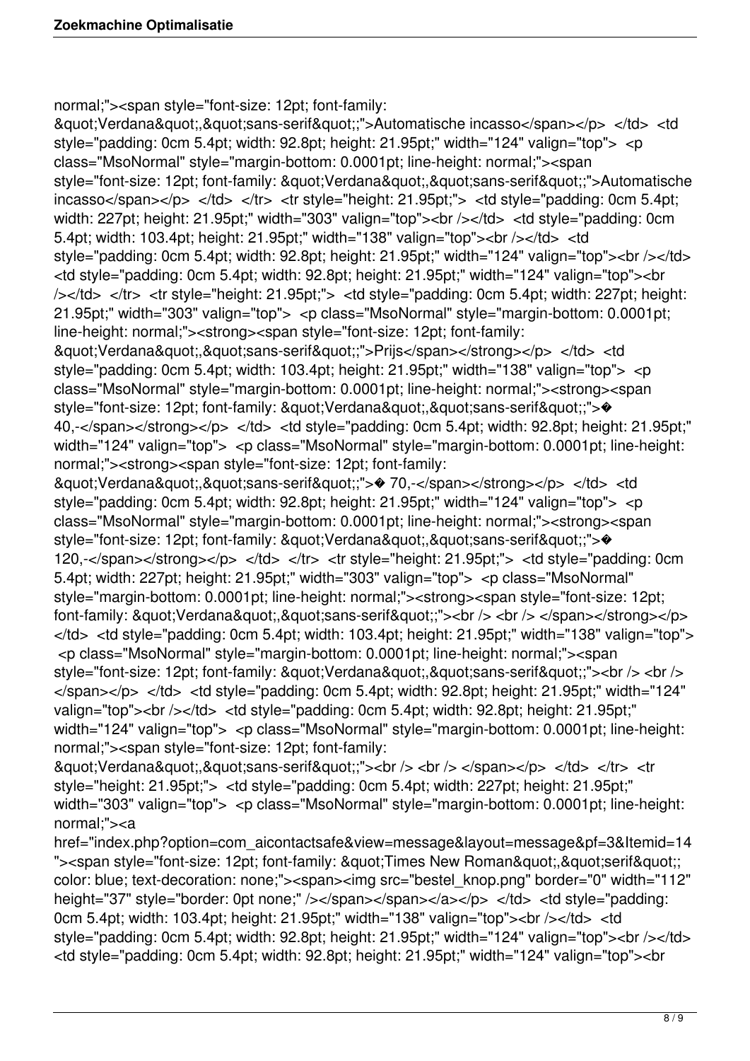```
normal;"><span style="font-size: 12pt; font-family:
&quot;Verdana&quot;,&quot;sans-serif&quot;;">Automatische incasso</span></p>  </td>  <td
style="padding: 0cm 5.4pt; width: 92.8pt; height: 21.95pt;" width="124" valign="top">  <p
class="MsoNormal" style="margin-bottom: 0.0001pt; line-height: normal;"><span
style="font-size: 12pt; font-family: &quot;Verdana&quot;,&quot;sans-serif&quot;;">Automatische
incasso</span></p>  </td>  </tr>  <tr style="height: 21.95pt;">  <td style="padding: 0cm 5.4pt;
width: 227pt; height: 21.95pt;" width="303" valign="top"><br /></td>  <td style="padding: 0cm
5.4pt; width: 103.4pt; height: 21.95pt;" width="138" valign="top"><br /></td>  <td
style="padding: 0cm 5.4pt; width: 92.8pt; height: 21.95pt;" width="124" valign="top"><br /></td>
<td style="padding: 0cm 5.4pt; width: 92.8pt; height: 21.95pt;" width="124" valign="top"><br
/></td>  </tr>  <tr style="height: 21.95pt;">  <td style="padding: 0cm 5.4pt; width: 227pt; height:
21.95pt;" width="303" valign="top">  <p class="MsoNormal" style="margin-bottom: 0.0001pt;
line-height: normal;"><strong><span style="font-size: 12pt; font-family:
&quot;Verdana&quot;,&quot;sans-serif&quot;;">Prijs</span></strong></p>  </td>  <td
style="padding: 0cm 5.4pt; width: 103.4pt; height: 21.95pt;" width="138" valign="top">  <p
class="MsoNormal" style="margin-bottom: 0.0001pt; line-height: normal;"><strong><span
style="font-size: 12pt; font-family: &quot;Verdana&quot;,&quot;sans-serif&quot;;">�
40,-</span></strong></p>  </td>  <td style="padding: 0cm 5.4pt; width: 92.8pt; height: 21.95pt;"
width="124" valign="top">  <p class="MsoNormal" style="margin-bottom: 0.0001pt; line-height:
normal;"><strong><span style="font-size: 12pt; font-family:
&quot;Verdana&quot;,&quot;sans-serif&quot;;">� 70,-</span></strong></p>  </td>  <td
style="padding: 0cm 5.4pt; width: 92.8pt; height: 21.95pt;" width="124" valign="top">  <p
class="MsoNormal" style="margin-bottom: 0.0001pt; line-height: normal;"><strong><span
style="font-size: 12pt; font-family: &quot;Verdana&quot;,&quot;sans-serif&quot;;">�
120,-</span></strong></p>  </td>  </tr>  <tr style="height: 21.95pt;">  <td style="padding: 0cm
5.4pt; width: 227pt; height: 21.95pt;" width="303" valign="top">  <p class="MsoNormal"
style="margin-bottom: 0.0001pt; line-height: normal;"><strong><span style="font-size: 12pt;
font-family: &quot;Verdana&quot;,&quot;sans-serif&quot;;"><br /> <br /> </span></strong></p>
</td>  <td style="padding: 0cm 5.4pt; width: 103.4pt; height: 21.95pt;" width="138" valign="top">
 <p class="MsoNormal" style="margin-bottom: 0.0001pt; line-height: normal;"><span
style="font-size: 12pt; font-family: &quot;Verdana&quot;,&quot;sans-serif&quot;;"><br /> <br />
</span></p>  </td>  <td style="padding: 0cm 5.4pt; width: 92.8pt; height: 21.95pt;" width="124"
valign="top"><br /></td>  <td style="padding: 0cm 5.4pt; width: 92.8pt; height: 21.95pt;"
width="124" valign="top">  <p class="MsoNormal" style="margin-bottom: 0.0001pt; line-height:
normal;"><span style="font-size: 12pt; font-family:
&quot;Verdana&quot;,&quot;sans-serif&quot;;"><br /> <br /> </span></p>  </td>  </tr>  <tr
style="height: 21.95pt;">  <td style="padding: 0cm 5.4pt; width: 227pt; height: 21.95pt;"
width="303" valign="top">  <p class="MsoNormal" style="margin-bottom: 0.0001pt; line-height:
normal;"><a
href="index.php?option=com_aicontactsafe&view=message&layout=message&pf=3&Itemid=14
"><span style="font-size: 12pt; font-family: &quot;Times New Roman&quot;,&quot;serif&quot;;
color: blue; text-decoration: none;"><span><img src="bestel_knop.png" border="0" width="112"
height="37" style="border: 0pt none;" /></span></span></a></p>  </td>  <td style="padding:
0cm 5.4pt; width: 103.4pt; height: 21.95pt;" width="138" valign="top"><br /></td>  <td
style="padding: 0cm 5.4pt; width: 92.8pt; height: 21.95pt;" width="124" valign="top"><br /></td>
<td style="padding: 0cm 5.4pt; width: 92.8pt; height: 21.95pt;" width="124" valign="top"><br
```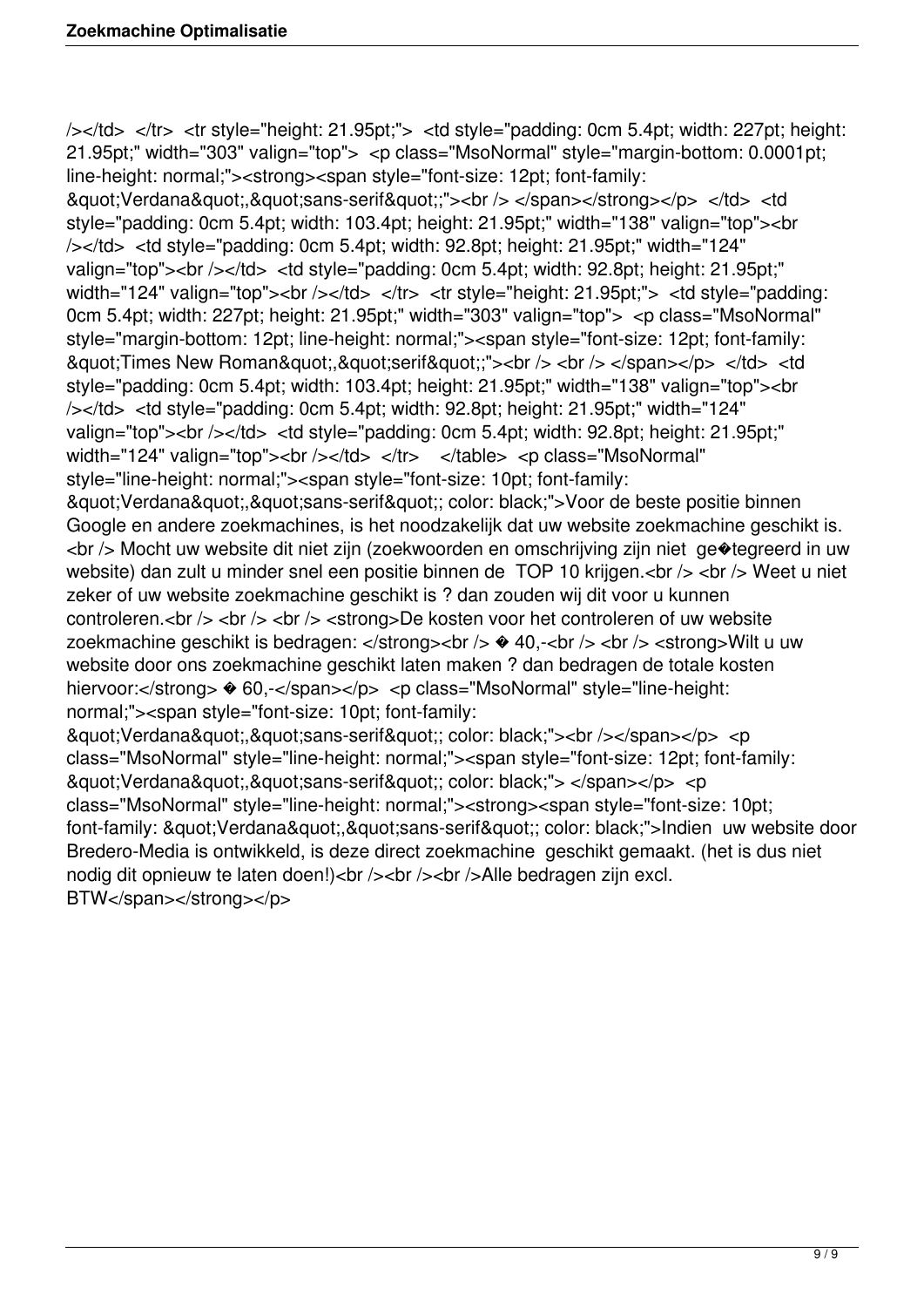/></td> </tr> <tr style="height: 21.95pt;"> <td style="padding: 0cm 5.4pt; width: 227pt; height: 21.95pt;" width="303" valign="top"> <p class="MsoNormal" style="margin-bottom: 0.0001pt; line-height: normal;"><strong><span style="font-size: 12pt; font-family: &quot;Verdana&quot;,&quot;sans-serif&quot;;"><br /> </span></strong></p> </td> <td style="padding: 0cm 5.4pt; width: 103.4pt; height: 21.95pt;" width="138" valign="top"><br /></td> <td style="padding: 0cm 5.4pt; width: 92.8pt; height: 21.95pt;" width="124" valign="top"><br /></td> <td style="padding: 0cm 5.4pt; width: 92.8pt; height: 21.95pt;" width="124" valign="top"><br /></td> </tr> <tr style="height: 21.95pt;"> <td style="padding: 0cm 5.4pt; width: 227pt; height: 21.95pt;" width="303" valign="top"> <p class="MsoNormal" style="margin-bottom: 12pt; line-height: normal;"><span style="font-size: 12pt; font-family: &quot;Times New Roman&quot;,&quot;serif&quot;;"><br /> <br /> </span></p> </td> <td style="padding: 0cm 5.4pt; width: 103.4pt; height: 21.95pt;" width="138" valign="top"><br /></td> <td style="padding: 0cm 5.4pt; width: 92.8pt; height: 21.95pt;" width="124" valign="top"><br /></td> <td style="padding: 0cm 5.4pt; width: 92.8pt; height: 21.95pt;" width="124" valign="top"><br /></td> </tr> </table> <p class="MsoNormal" style="line-height: normal;"><span style="font-size: 10pt; font-family: &quot;Verdana&quot;,&quot;sans-serif&quot;; color: black;">Voor de beste positie binnen Google en andere zoekmachines, is het noodzakelijk dat uw website zoekmachine geschikt is.<br /> Mocht uw website dit niet zijn (zoekwoorden en omschrijving zijn niet ge�tegreerd in uw website) dan zult u minder snel een positie binnen de TOP 10 krijgen.<br /> <br /> Weet u niet zeker of uw website zoekmachine geschikt is ? dan zouden wij dit voor u kunnen controleren.<br /> <br /> <br /> <strong>De kosten voor het controleren of uw website zoekmachine geschikt is bedragen: </strong><br /> � 40,-<br /> <br /> <strong>Wilt u uw website door ons zoekmachine geschikt laten maken ? dan bedragen de totale kosten hiervoor:</strong> � 60,-</span></p> <p class="MsoNormal" style="line-height: normal;"><span style="font-size: 10pt; font-family: &quot;Verdana&quot;,&quot;sans-serif&quot;; color: black;"><br /></span></p> <p class="MsoNormal" style="line-height: normal;"><span style="font-size: 12pt; font-family: &quot;Verdana&quot;,&quot;sans-serif&quot;; color: black;"> </span></p> <p class="MsoNormal" style="line-height: normal;"><strong><span style="font-size: 10pt; font-family: &quot;Verdana&quot;,&quot;sans-serif&quot;; color: black;">Indien uw website door Bredero-Media is ontwikkeld, is deze direct zoekmachine geschikt gemaakt. (het is dus niet nodig dit opnieuw te laten doen!)<br /><br /><br />Alle bedragen zijn excl. BTW</span></strong></p>